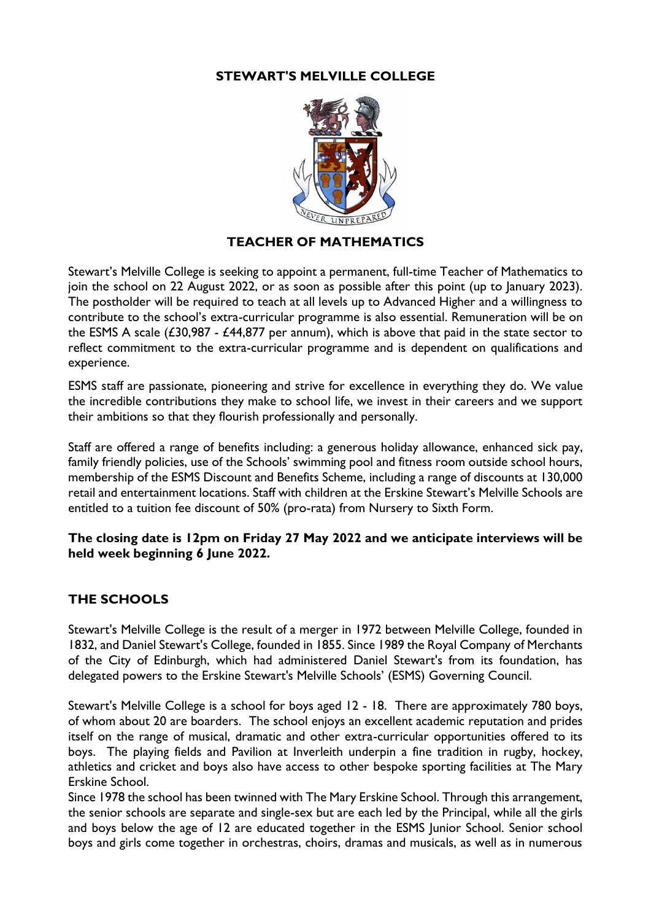# STEWART'S MELVILLE COLLEGE

## TEACHER OF MATHEMATICS

Stewart's Melville College is seeking to appoint a permanent, full-time Teacher of Mathematics to join the school on 22 August 2022, or as soon as possible after this point (up to January 2023). The postholder will be required to teach at all levels up to Advanced Higher and a willingness to contribute to the school's extra-curricular programme is also essential. Remuneration will be on the ESMS A scale (£30,987 - £44,877 per annum), which is above that paid in the state sector to reflect commitment to the extra-curricular programme and is dependent on qualifications and experience.

ESMS staff are passionate, pioneering and strive for excellence in everything they do. We value the incredible contributions they make to school life, we invest in their careers and we support their ambitions so that they flourish professionally and personally.

Staff are offered a range of benefits including: a generous holiday allowance, enhanced sick pay, family friendly policies, use of the Schools' swimming pool and fitness room outside school hours, membership of the ESMS Discount and Benefits Scheme, including a range of discounts at 130,000 retail and entertainment locations. Staff with children at the Erskine Stewart's Melville Schools are entitled to a tuition fee discount of 50% (pro-rata) from Nursery to Sixth Form.

**The closing date is 12pm on Friday 27 May 2022 and we anticipate interviews will be held week beginning 6 June 2022.**

## THE SCHOOLS

Stewart's Melville College is the result of a merger in 1972 between Melville College, founded in 1832, and Daniel Stewart's College, founded in 1855. Since 1989 the Royal Company of Merchants of the City of Edinburgh, which had administered Daniel Stewart's from its foundation, has delegated powers to the Erskine Stewart's Melville Schools' (ESMS) Governing Council.

Stewart's Melville College is a school for boys aged 12 - 18. There are approximately 780 boys, of whom about 20 are boarders. The school enjoys an excellent academic reputation and prides itself on the range of musical, dramatic and other extra-curricular opportunities offered to its boys. The playing fields and Pavilion at Inverleith underpin a fine tradition in rugby, hockey, athletics and cricket and boys also have access to other bespoke sporting facilities at The Mary Erskine School.

Since 1978 the school has been twinned with The Mary Erskine School. Through this arrangement, the senior schools are separate and single-sex but are each led by the Principal, while all the girls and boys below the age of 12 are educated together in the ESMS Junior School. Senior school boys and girls come together in orchestras, choirs, dramas and musicals, as well as in numerous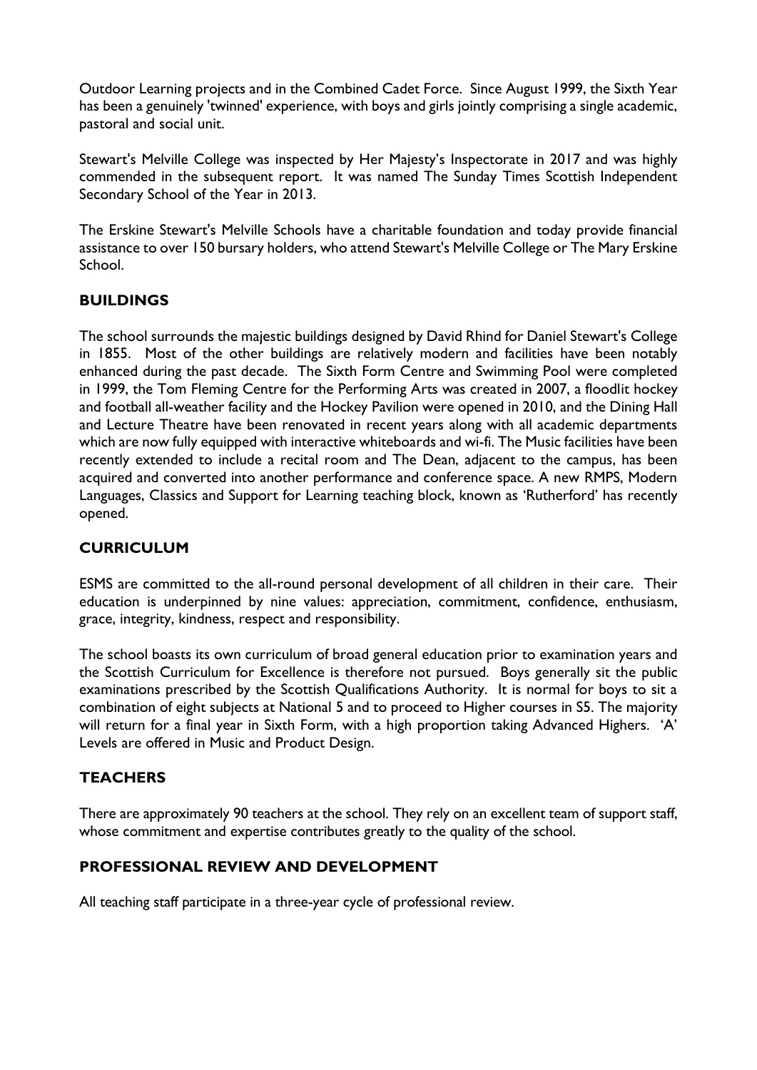Outdoor Learning projects and in the Combined Cadet Force. Since August 1999, the Sixth Year has been a genuinely 'twinned' experience, with boys and girls jointly comprising a single academic, pastoral and social unit.

Stewart's Melville College was inspected by Her Majesty's Inspectorate in 2017 and was highly commended in the subsequent report. It was named The Sunday Times Scottish Independent Secondary School of the Year in 2013.

The Erskine Stewart's Melville Schools have a charitable foundation and today provide financial assistance to over 150 bursary holders, who attend Stewart's Melville College or The Mary Erskine School.

## BUILDINGS

The school surrounds the majestic buildings designed by David Rhind for Daniel Stewart's College in 1855. Most of the other buildings are relatively modern and facilities have been notably enhanced during the past decade. The Sixth Form Centre and Swimming Pool were completed in 1999, the Tom Fleming Centre for the Performing Arts was created in 2007, a floodlit hockey and football all-weather facility and the Hockey Pavilion were opened in 2010, and the Dining Hall and Lecture Theatre have been renovated in recent years along with all academic departments which are now fully equipped with interactive whiteboards and wi-fi. The Music facilities have been recently extended to include a recital room and The Dean, adjacent to the campus, has been acquired and converted into another performance and conference space. A new RMPS, Modern Languages, Classics and Support for Learning teaching block, known as 'Rutherford' has recently opened.

## CURRICULUM

ESMS are committed to the all-round personal development of all children in their care. Their education is underpinned by nine values: appreciation, commitment, confidence, enthusiasm, grace, integrity, kindness, respect and responsibility.

The school boasts its own curriculum of broad general education prior to examination years and the Scottish Curriculum for Excellence is therefore not pursued. Boys generally sit the public examinations prescribed by the Scottish Qualifications Authority. It is normal for boys to sit a combination of eight subjects at National 5 and to proceed to Higher courses in S5. The majority will return for a final year in Sixth Form, with a high proportion taking Advanced Highers. 'A' Levels are offered in Music and Product Design.

## TEACHERS

There are approximately 90 teachers at the school. They rely on an excellent team of support staff, whose commitment and expertise contributes greatly to the quality of the school.

## PROFESSIONAL REVIEW AND DEVELOPMENT

All teaching staff participate in a three-year cycle of professional review.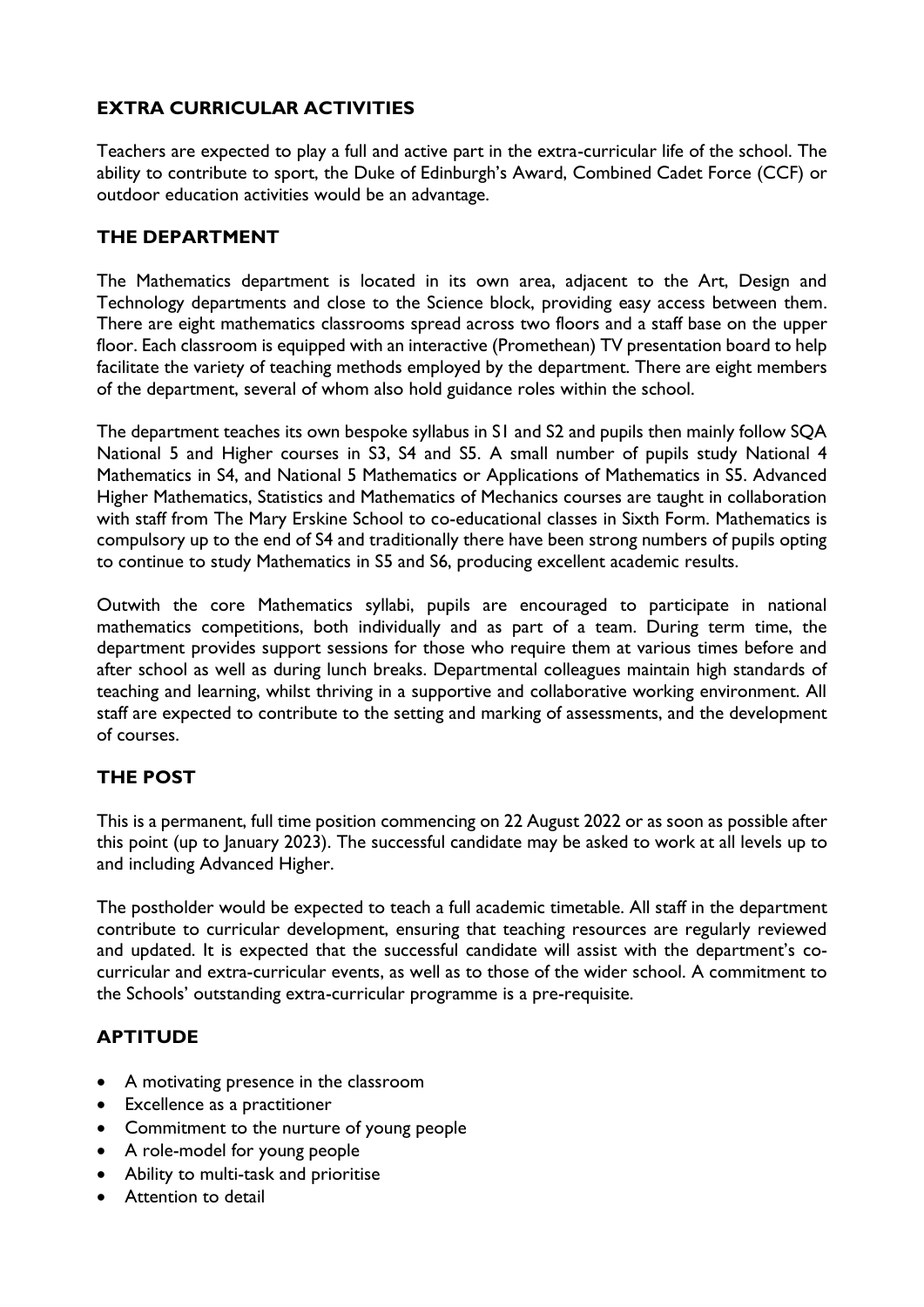## EXTRA CURRICULAR ACTIVITIES

Teachers are expected to play a full and active part in the extra-curricular life of the school. The ability to contribute to sport, the Duke of Edinburgh's Award, Combined Cadet Force (CCF) or outdoor education activities would be an advantage.

## THE DEPARTMENT

The Mathematics department is located in its own area, adjacent to the Art, Design and Technology departments and close to the Science block, providing easy access between them. There are eight mathematics classrooms spread across two floors and a staff base on the upper floor. Each classroom is equipped with an interactive (Promethean) TV presentation board to help facilitate the variety of teaching methods employed by the department. There are eight members of the department, several of whom also hold guidance roles within the school.

The department teaches its own bespoke syllabus in S1 and S2 and pupils then mainly follow SQA National 5 and Higher courses in S3, S4 and S5. A small number of pupils study National 4 Mathematics in S4, and National 5 Mathematics or Applications of Mathematics in S5. Advanced Higher Mathematics, Statistics and Mathematics of Mechanics courses are taught in collaboration with staff from The Mary Erskine School to co-educational classes in Sixth Form. Mathematics is compulsory up to the end of S4 and traditionally there have been strong numbers of pupils opting to continue to study Mathematics in S5 and S6, producing excellent academic results.

Outwith the core Mathematics syllabi, pupils are encouraged to participate in national mathematics competitions, both individually and as part of a team. During term time, the department provides support sessions for those who require them at various times before and after school as well as during lunch breaks. Departmental colleagues maintain high standards of teaching and learning, whilst thriving in a supportive and collaborative working environment. All staff are expected to contribute to the setting and marking of assessments, and the development of courses.

## THE POST

This is a permanent, full time position commencing on 22 August 2022 or as soon as possible after this point (up to January 2023). The successful candidate may be asked to work at all levels up to and including Advanced Higher.

The postholder would be expected to teach a full academic timetable. All staff in the department contribute to curricular development, ensuring that teaching resources are regularly reviewed and updated. It is expected that the successful candidate will assist with the department's co-curricular and extra-curricular events, as well as to those of the wider school. A commitment to the Schools' outstanding extra-curricular programme is a pre-requisite.

## APTITUDE

- A motivating presence in the classroom
- Excellence as a practitioner
- Commitment to the nurture of young people
- A role-model for young people
- Ability to multi-task and prioritise
- Attention to detail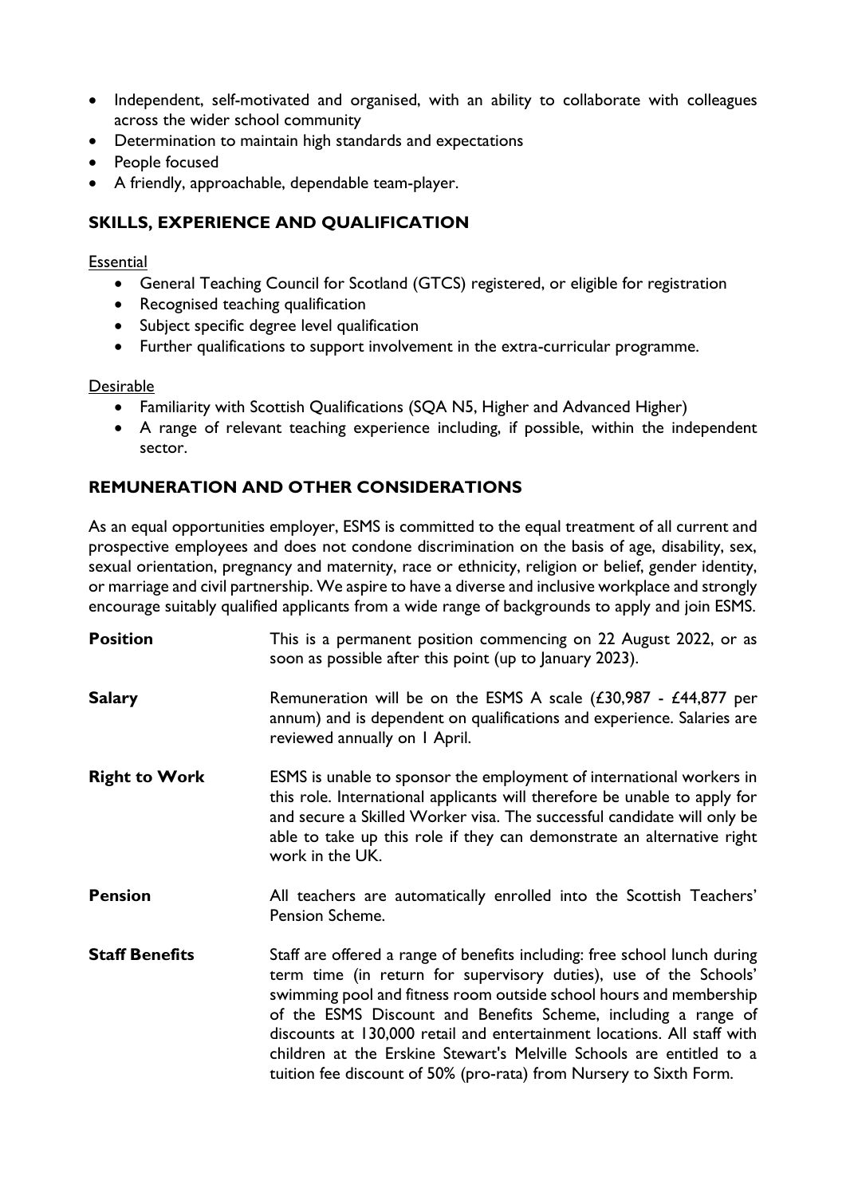- Independent, self-motivated and organised, with an ability to collaborate with colleagues across the wider school community
- Determination to maintain high standards and expectations
- People focused
- A friendly, approachable, dependable team-player.

## SKILLS, EXPERIENCE AND QUALIFICATION

Essential

- General Teaching Council for Scotland (GTCS) registered, or eligible for registration
- Recognised teaching qualification
- Subject specific degree level qualification
- Further qualifications to support involvement in the extra-curricular programme.

Desirable

- Familiarity with Scottish Qualifications (SQA N5, Higher and Advanced Higher)
- A range of relevant teaching experience including, if possible, within the independent sector.

## REMUNERATION AND OTHER CONSIDERATIONS

As an equal opportunities employer, ESMS is committed to the equal treatment of all current and prospective employees and does not condone discrimination on the basis of age, disability, sex, sexual orientation, pregnancy and maternity, race or ethnicity, religion or belief, gender identity, or marriage and civil partnership. We aspire to have a diverse and inclusive workplace and strongly encourage suitably qualified applicants from a wide range of backgrounds to apply and join ESMS.

**Position** This is a permanent position commencing on 22 August 2022, or as soon as possible after this point (up to January 2023).

**Salary** Remuneration will be on the ESMS A scale (£30,987 - £44,877 per annum) and is dependent on qualifications and experience. Salaries are reviewed annually on 1 April.

**Right to Work** ESMS is unable to sponsor the employment of international workers in this role. International applicants will therefore be unable to apply for and secure a Skilled Worker visa. The successful candidate will only be able to take up this role if they can demonstrate an alternative right work in the UK.

**Pension** All teachers are automatically enrolled into the Scottish Teachers' Pension Scheme.

**Staff Benefits** Staff are offered a range of benefits including: free school lunch during term time (in return for supervisory duties), use of the Schools' swimming pool and fitness room outside school hours and membership of the ESMS Discount and Benefits Scheme, including a range of discounts at 130,000 retail and entertainment locations. All staff with children at the Erskine Stewart's Melville Schools are entitled to a tuition fee discount of 50% (pro-rata) from Nursery to Sixth Form.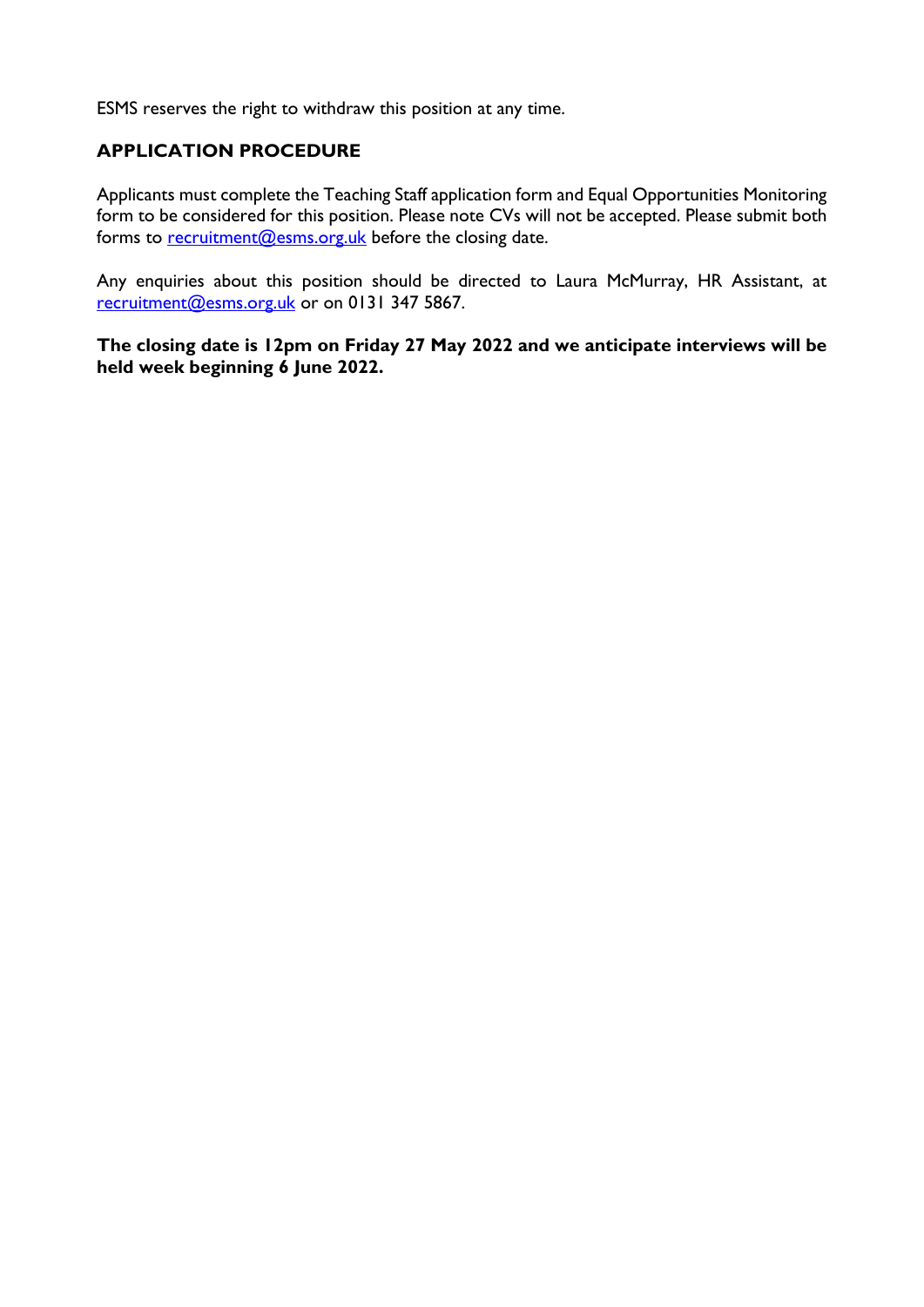ESMS reserves the right to withdraw this position at any time.

## APPLICATION PROCEDURE

Applicants must complete the Teaching Staff application form and Equal Opportunities Monitoring form to be considered for this position. Please note CVs will not be accepted. Please submit both forms to recruitment@esms.org.uk before the closing date.

Any enquiries about this position should be directed to Laura McMurray, HR Assistant, at recruitment@esms.org.uk or on 0131 347 5867.

**The closing date is 12pm on Friday 27 May 2022 and we anticipate interviews will be held week beginning 6 June 2022.**